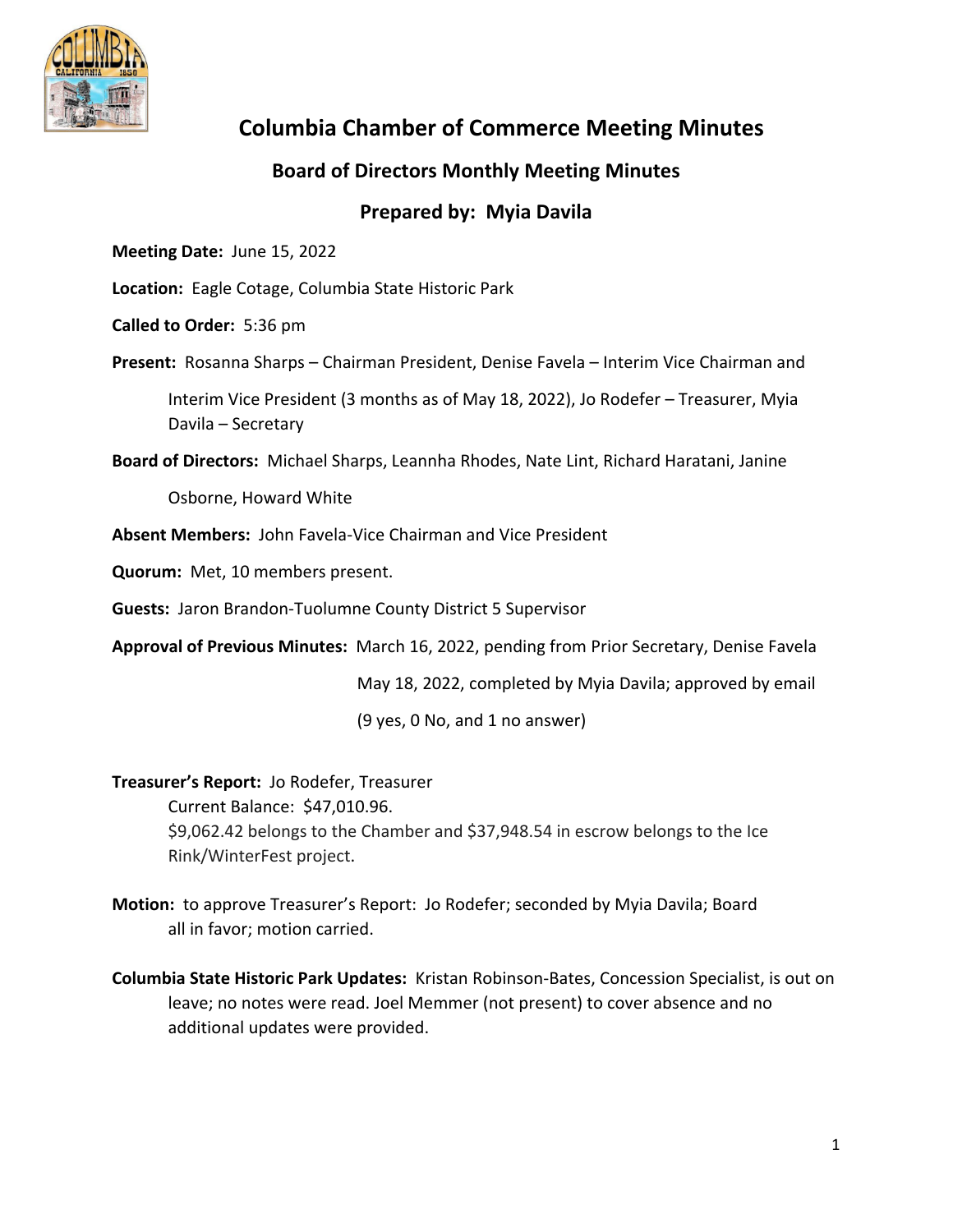# Columbia Chamber of Commerce Meeting Minutes

## Board of Directors Monthly Meeting Minutes

## Prepared by: Myia Davila

**Meeting Date:** June 15, 2022

**Location:** Eagle Cotage, Columbia State Historic Park

**Called to Order:** 5:36 pm

**Present:** Rosanna Sharps – Chairman President, Denise Favela – Interim Vice Chairman and Interim Vice President (3 months as of May 18, 2022), Jo Rodefer – Treasurer, Myia Davila – Secretary

**Board of Directors:** Michael Sharps, Leannha Rhodes, Nate Lint, Richard Haratani, Janine Osborne, Howard White

**Absent Members:** John Favela-Vice Chairman and Vice President

**Quorum:** Met, 10 members present.

**Guests:** Jaron Brandon-Tuolumne County District 5 Supervisor

**Approval of Previous Minutes:** March 16, 2022, pending from Prior Secretary, Denise Favela
May 18, 2022, completed by Myia Davila; approved by email
(9 yes, 0 No, and 1 no answer)

**Treasurer's Report:** Jo Rodefer, Treasurer
Current Balance: $47,010.96.
$9,062.42 belongs to the Chamber and $37,948.54 in escrow belongs to the Ice Rink/WinterFest project.

**Motion:** to approve Treasurer's Report: Jo Rodefer; seconded by Myia Davila; Board all in favor; motion carried.

**Columbia State Historic Park Updates:** Kristan Robinson-Bates, Concession Specialist, is out on leave; no notes were read. Joel Memmer (not present) to cover absence and no additional updates were provided.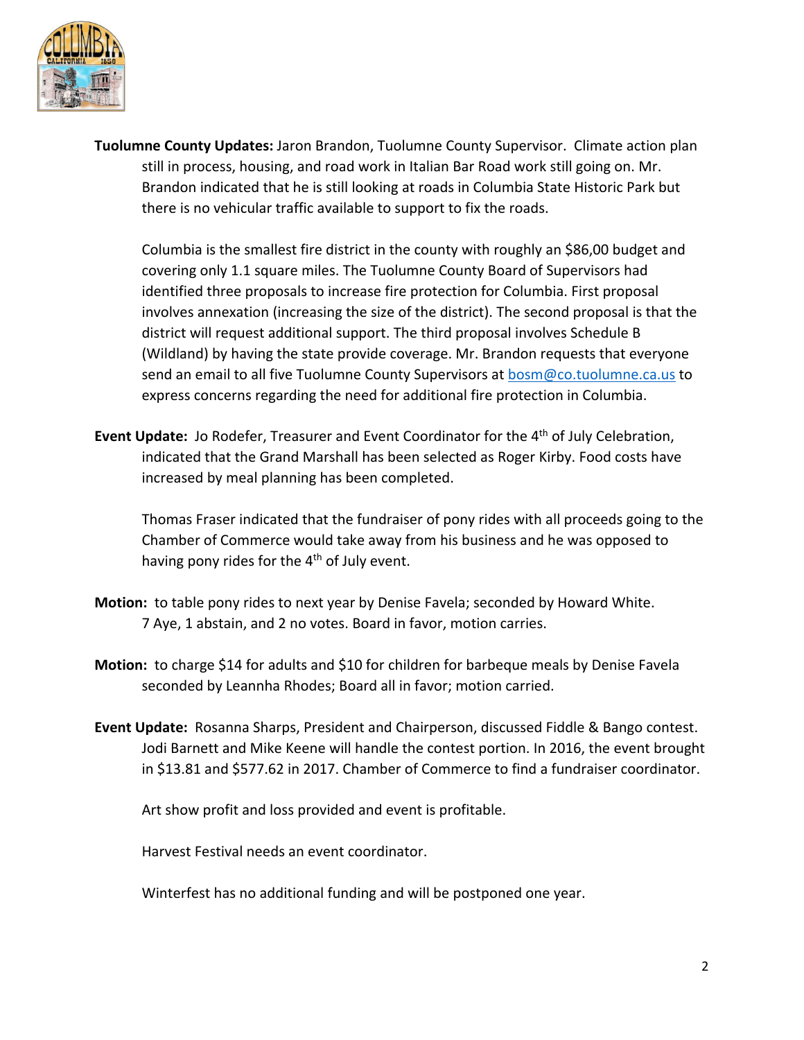**Tuolumne County Updates:** Jaron Brandon, Tuolumne County Supervisor. Climate action plan still in process, housing, and road work in Italian Bar Road work still going on. Mr. Brandon indicated that he is still looking at roads in Columbia State Historic Park but there is no vehicular traffic available to support to fix the roads.

Columbia is the smallest fire district in the county with roughly an $86,00 budget and covering only 1.1 square miles. The Tuolumne County Board of Supervisors had identified three proposals to increase fire protection for Columbia. First proposal involves annexation (increasing the size of the district). The second proposal is that the district will request additional support. The third proposal involves Schedule B (Wildland) by having the state provide coverage. Mr. Brandon requests that everyone send an email to all five Tuolumne County Supervisors at bosm@co.tuolumne.ca.us to express concerns regarding the need for additional fire protection in Columbia.

**Event Update:** Jo Rodefer, Treasurer and Event Coordinator for the 4th of July Celebration, indicated that the Grand Marshall has been selected as Roger Kirby. Food costs have increased by meal planning has been completed.

Thomas Fraser indicated that the fundraiser of pony rides with all proceeds going to the Chamber of Commerce would take away from his business and he was opposed to having pony rides for the 4th of July event.

**Motion:** to table pony rides to next year by Denise Favela; seconded by Howard White. 7 Aye, 1 abstain, and 2 no votes. Board in favor, motion carries.

**Motion:** to charge $14 for adults and $10 for children for barbeque meals by Denise Favela seconded by Leannha Rhodes; Board all in favor; motion carried.

**Event Update:** Rosanna Sharps, President and Chairperson, discussed Fiddle & Bango contest. Jodi Barnett and Mike Keene will handle the contest portion. In 2016, the event brought in $13.81 and $577.62 in 2017. Chamber of Commerce to find a fundraiser coordinator.

Art show profit and loss provided and event is profitable.

Harvest Festival needs an event coordinator.

Winterfest has no additional funding and will be postponed one year.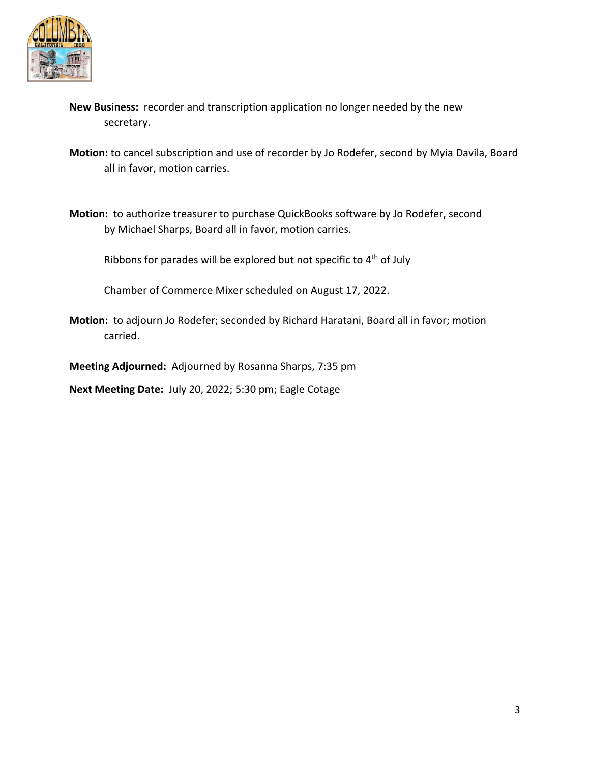**New Business:** recorder and transcription application no longer needed by the new secretary.

**Motion:** to cancel subscription and use of recorder by Jo Rodefer, second by Myia Davila, Board all in favor, motion carries.

**Motion:** to authorize treasurer to purchase QuickBooks software by Jo Rodefer, second by Michael Sharps, Board all in favor, motion carries.

Ribbons for parades will be explored but not specific to 4th of July

Chamber of Commerce Mixer scheduled on August 17, 2022.

**Motion:** to adjourn Jo Rodefer; seconded by Richard Haratani, Board all in favor; motion carried.

**Meeting Adjourned:** Adjourned by Rosanna Sharps, 7:35 pm

**Next Meeting Date:** July 20, 2022; 5:30 pm; Eagle Cotage